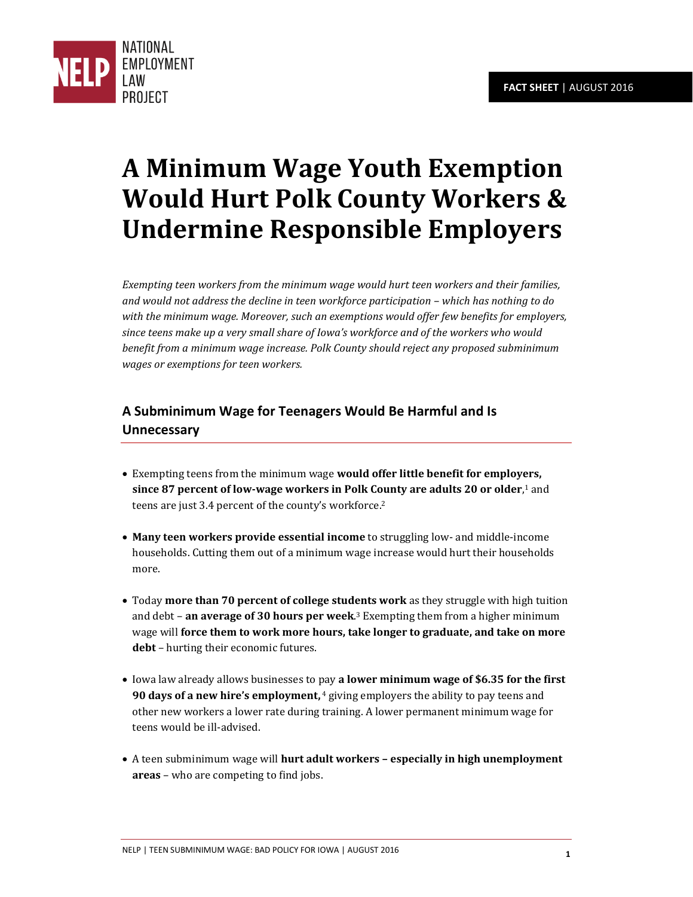NATIONAL EMPLOYMENT LAW PROJECT

**FACT SHEET** | AUGUST 2016

# A Minimum Wage Youth Exemption Would Hurt Polk County Workers & Undermine Responsible Employers

*Exempting teen workers from the minimum wage would hurt teen workers and their families, and would not address the decline in teen workforce participation – which has nothing to do with the minimum wage. Moreover, such an exemptions would offer few benefits for employers, since teens make up a very small share of Iowa's workforce and of the workers who would benefit from a minimum wage increase. Polk County should reject any proposed subminimum wages or exemptions for teen workers.*

## A Subminimum Wage for Teenagers Would Be Harmful and Is Unnecessary

- Exempting teens from the minimum wage **would offer little benefit for employers, since 87 percent of low-wage workers in Polk County are adults 20 or older**,[1] and teens are just 3.4 percent of the county's workforce.[2]
- **Many teen workers provide essential income** to struggling low- and middle-income households. Cutting them out of a minimum wage increase would hurt their households more.
- Today **more than 70 percent of college students work** as they struggle with high tuition and debt – **an average of 30 hours per week**.[3] Exempting them from a higher minimum wage will **force them to work more hours, take longer to graduate, and take on more debt** – hurting their economic futures.
- Iowa law already allows businesses to pay **a lower minimum wage of $6.35 for the first 90 days of a new hire's employment,**[4] giving employers the ability to pay teens and other new workers a lower rate during training. A lower permanent minimum wage for teens would be ill-advised.
- A teen subminimum wage will **hurt adult workers – especially in high unemployment areas** – who are competing to find jobs.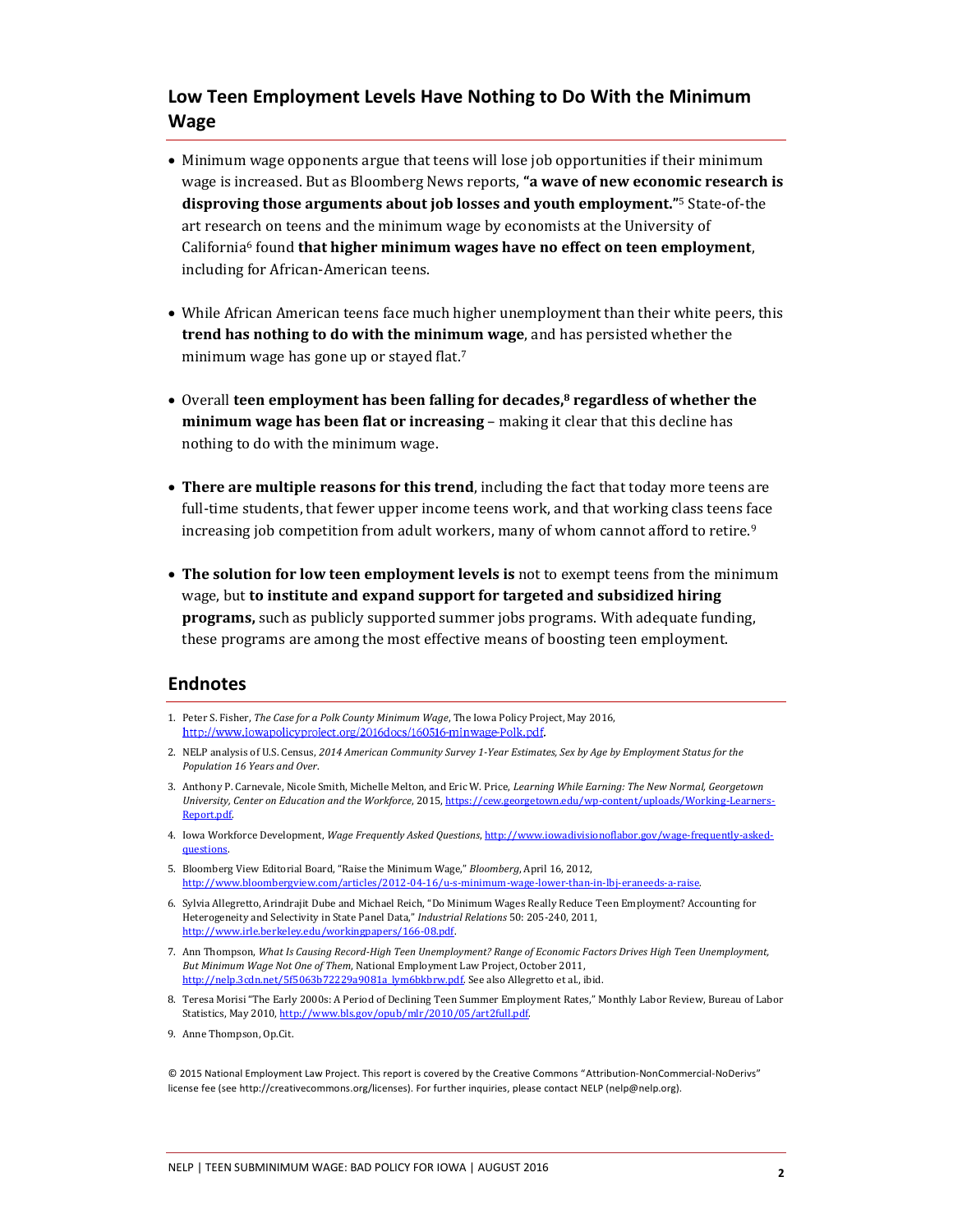## Low Teen Employment Levels Have Nothing to Do With the Minimum Wage

- Minimum wage opponents argue that teens will lose job opportunities if their minimum wage is increased. But as Bloomberg News reports, **"a wave of new economic research is disproving those arguments about job losses and youth employment."**[5] State-of-the art research on teens and the minimum wage by economists at the University of California[6] found **that higher minimum wages have no effect on teen employment**, including for African-American teens.

- While African American teens face much higher unemployment than their white peers, this **trend has nothing to do with the minimum wage**, and has persisted whether the minimum wage has gone up or stayed flat.[7]

- Overall **teen employment has been falling for decades,[8] regardless of whether the minimum wage has been flat or increasing** – making it clear that this decline has nothing to do with the minimum wage.

- **There are multiple reasons for this trend**, including the fact that today more teens are full-time students, that fewer upper income teens work, and that working class teens face increasing job competition from adult workers, many of whom cannot afford to retire.[9]

- **The solution for low teen employment levels is** not to exempt teens from the minimum wage, but **to institute and expand support for targeted and subsidized hiring programs,** such as publicly supported summer jobs programs. With adequate funding, these programs are among the most effective means of boosting teen employment.

## Endnotes

1. Peter S. Fisher, *The Case for a Polk County Minimum Wage*, The Iowa Policy Project, May 2016, http://www.iowapolicyproject.org/2016docs/160516-minwage-Polk.pdf.
2. NELP analysis of U.S. Census, *2014 American Community Survey 1-Year Estimates, Sex by Age by Employment Status for the Population 16 Years and Over*.
3. Anthony P. Carnevale, Nicole Smith, Michelle Melton, and Eric W. Price, *Learning While Earning: The New Normal, Georgetown University, Center on Education and the Workforce*, 2015, https://cew.georgetown.edu/wp-content/uploads/Working-Learners-Report.pdf.
4. Iowa Workforce Development, *Wage Frequently Asked Questions*, http://www.iowadivisionoflabor.gov/wage-frequently-asked-questions.
5. Bloomberg View Editorial Board, "Raise the Minimum Wage," *Bloomberg*, April 16, 2012, http://www.bloombergview.com/articles/2012-04-16/u-s-minimum-wage-lower-than-in-lbj-eraneeds-a-raise.
6. Sylvia Allegretto, Arindrajit Dube and Michael Reich, "Do Minimum Wages Really Reduce Teen Employment? Accounting for Heterogeneity and Selectivity in State Panel Data," *Industrial Relations* 50: 205-240, 2011, http://www.irle.berkeley.edu/workingpapers/166-08.pdf.
7. Ann Thompson, *What Is Causing Record-High Teen Unemployment? Range of Economic Factors Drives High Teen Unemployment, But Minimum Wage Not One of Them*, National Employment Law Project, October 2011, http://nelp.3cdn.net/5f5063b72229a9081a_lym6bkbrw.pdf. See also Allegretto et al., ibid.
8. Teresa Morisi "The Early 2000s: A Period of Declining Teen Summer Employment Rates," Monthly Labor Review, Bureau of Labor Statistics, May 2010, http://www.bls.gov/opub/mlr/2010/05/art2full.pdf.
9. Anne Thompson, Op.Cit.

© 2015 National Employment Law Project. This report is covered by the Creative Commons "Attribution-NonCommercial-NoDerivs" license fee (see http://creativecommons.org/licenses). For further inquiries, please contact NELP (nelp@nelp.org).